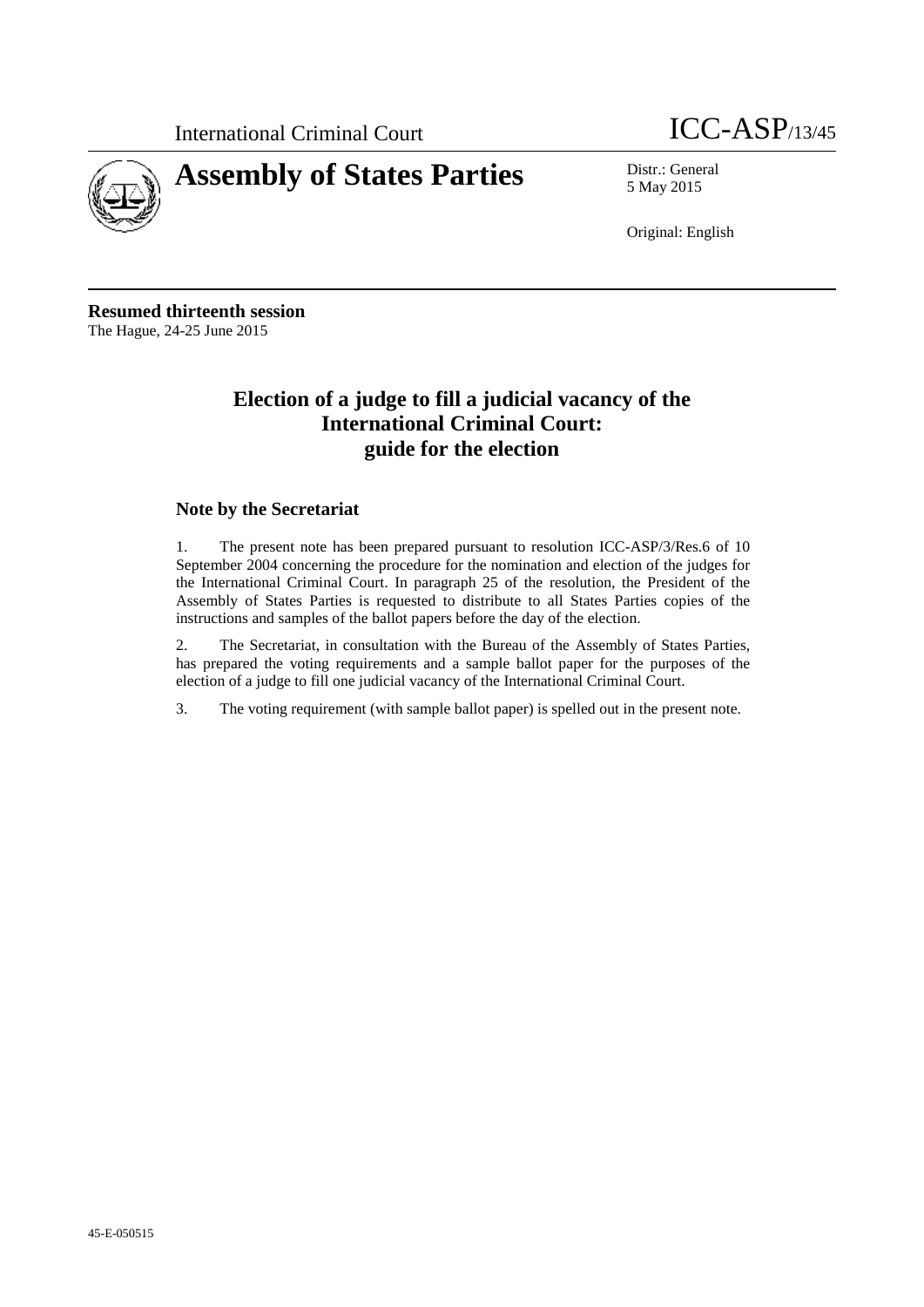International Criminal Court

ICC-ASP/13/45

# Assembly of States Parties

Distr.: General
5 May 2015

Original: English

**Resumed thirteenth session**
The Hague, 24-25 June 2015

## Election of a judge to fill a judicial vacancy of the International Criminal Court: guide for the election

### Note by the Secretariat

1. The present note has been prepared pursuant to resolution ICC-ASP/3/Res.6 of 10 September 2004 concerning the procedure for the nomination and election of the judges for the International Criminal Court. In paragraph 25 of the resolution, the President of the Assembly of States Parties is requested to distribute to all States Parties copies of the instructions and samples of the ballot papers before the day of the election.

2. The Secretariat, in consultation with the Bureau of the Assembly of States Parties, has prepared the voting requirements and a sample ballot paper for the purposes of the election of a judge to fill one judicial vacancy of the International Criminal Court.

3. The voting requirement (with sample ballot paper) is spelled out in the present note.

45-E-050515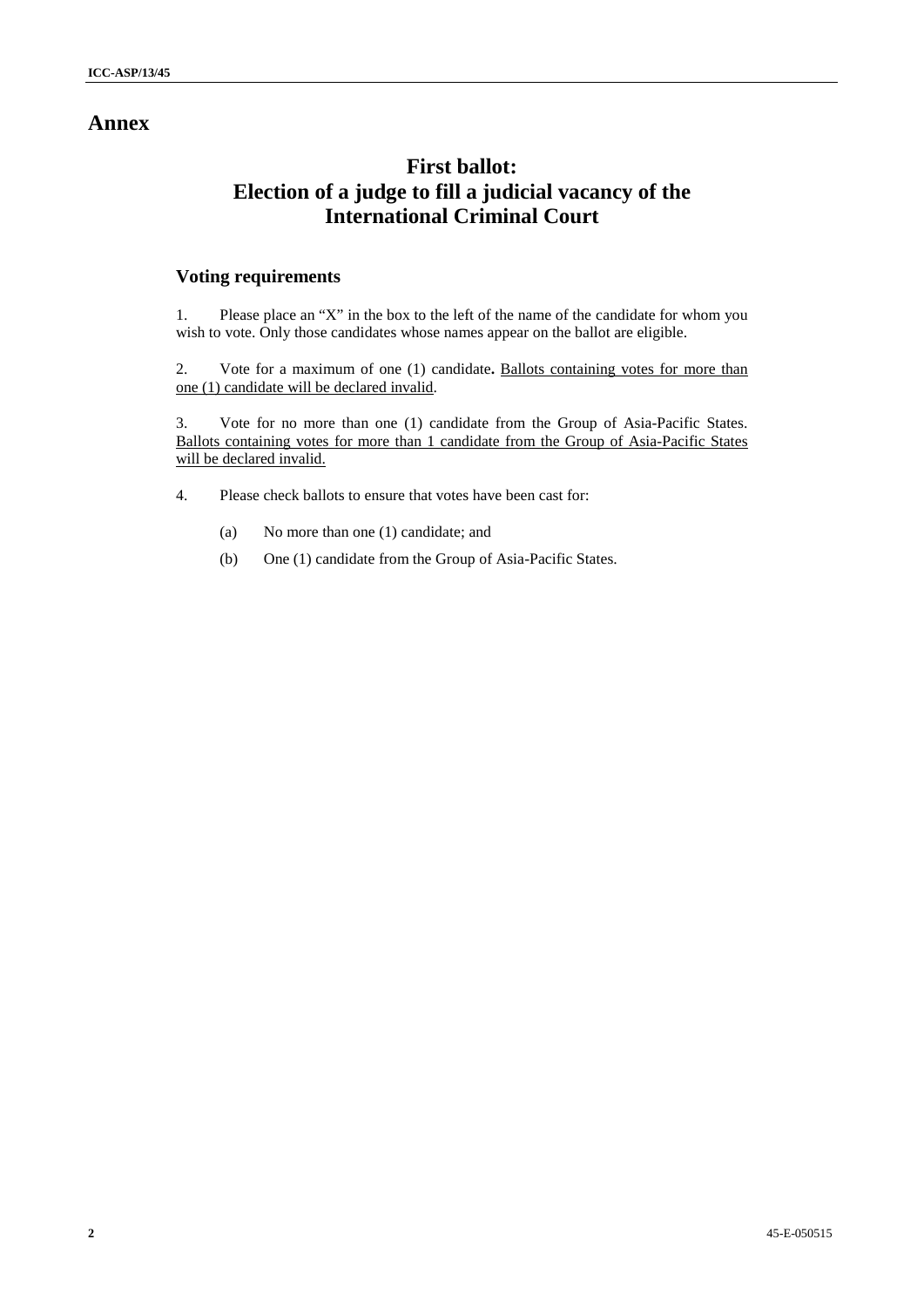# Annex

## First ballot:
## Election of a judge to fill a judicial vacancy of the International Criminal Court

### Voting requirements

1. Please place an "X" in the box to the left of the name of the candidate for whom you wish to vote. Only those candidates whose names appear on the ballot are eligible.

2. Vote for a maximum of one (1) candidate**.** <u>Ballots containing votes for more than one (1) candidate will be declared invalid</u>.

3. Vote for no more than one (1) candidate from the Group of Asia-Pacific States. <u>Ballots containing votes for more than 1 candidate from the Group of Asia-Pacific States will be declared invalid.</u>

4. Please check ballots to ensure that votes have been cast for:

   (a) No more than one (1) candidate; and

   (b) One (1) candidate from the Group of Asia-Pacific States.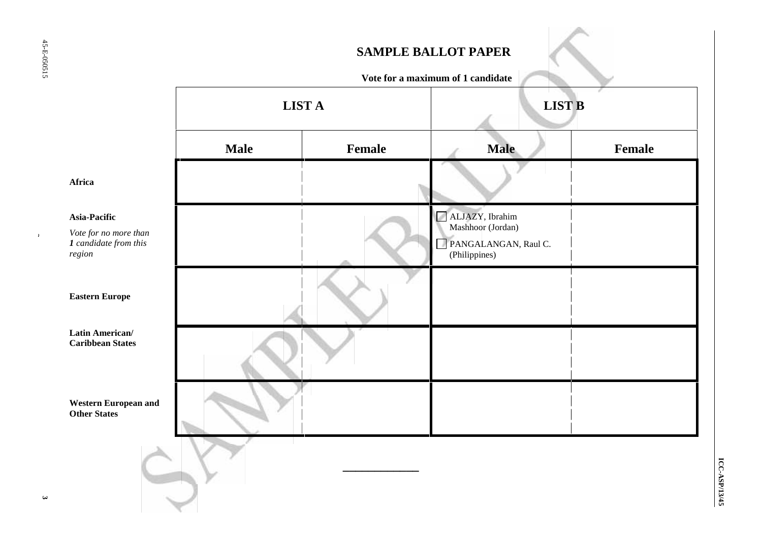## SAMPLE BALLOT PAPER

**Vote for a maximum of 1 candidate**

| | LIST A | | LIST B | |
|---|---|---|---|---|
| | **Male** | **Female** | **Male** | **Female** |
| **Africa** | | | | |
| **Asia-Pacific**<br>*Vote for no more than **1** candidate from this region* | | | ☐ ALJAZY, Ibrahim Mashhoor (Jordan)<br>☐ PANGALANGAN, Raul C. (Philippines) | |
| **Eastern Europe** | | | | |
| **Latin American/ Caribbean States** | | | | |
| **Western European and Other States** | | | | |

\_\_\_\_\_\_\_\_\_\_\_\_\_